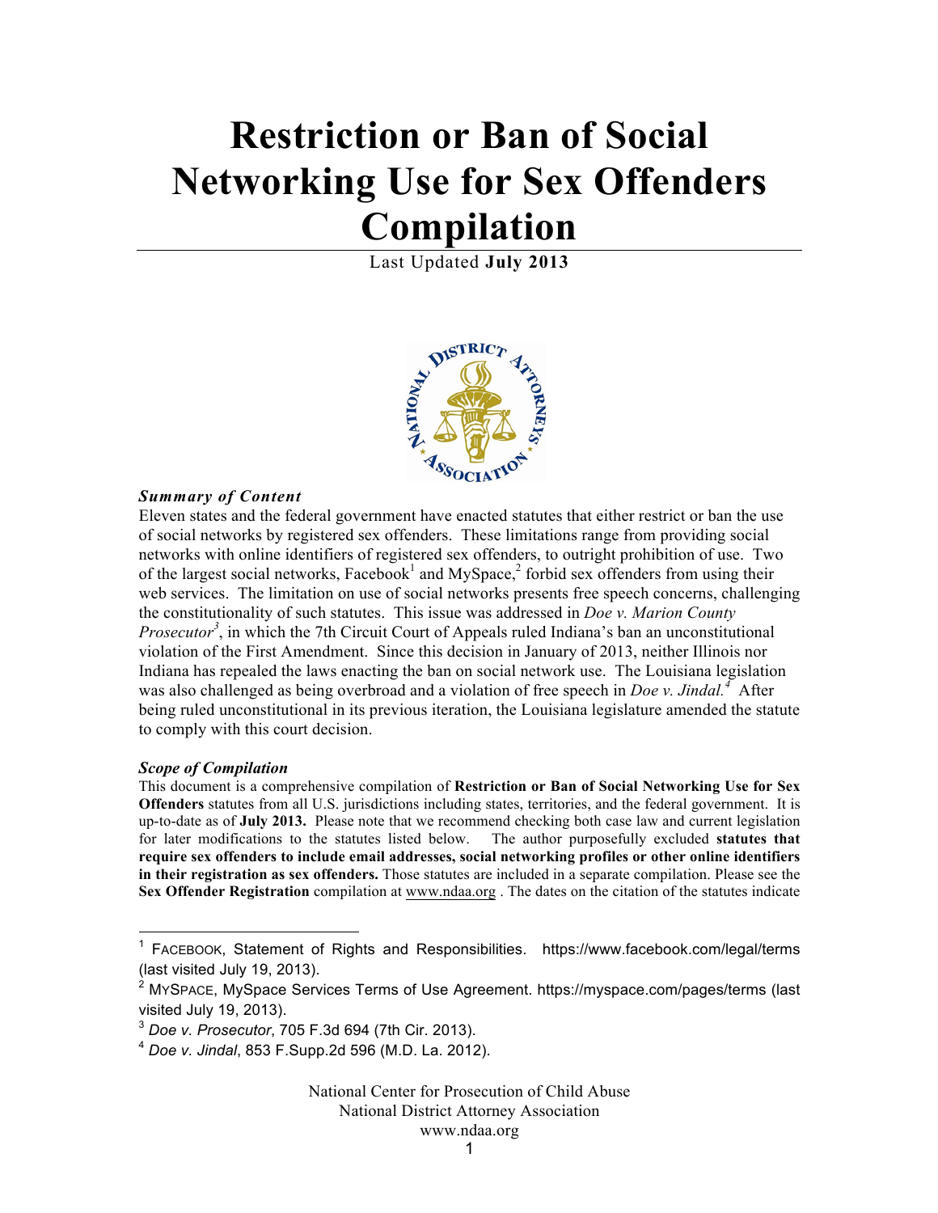# Restriction or Ban of Social Networking Use for Sex Offenders Compilation

Last Updated **July 2013**

***Summary of Content***

Eleven states and the federal government have enacted statutes that either restrict or ban the use of social networks by registered sex offenders. These limitations range from providing social networks with online identifiers of registered sex offenders, to outright prohibition of use. Two of the largest social networks, Facebook[1] and MySpace,[2] forbid sex offenders from using their web services. The limitation on use of social networks presents free speech concerns, challenging the constitutionality of such statutes. This issue was addressed in *Doe v. Marion County Prosecutor*[3], in which the 7th Circuit Court of Appeals ruled Indiana's ban an unconstitutional violation of the First Amendment. Since this decision in January of 2013, neither Illinois nor Indiana has repealed the laws enacting the ban on social network use. The Louisiana legislation was also challenged as being overbroad and a violation of free speech in *Doe v. Jindal.*[4] After being ruled unconstitutional in its previous iteration, the Louisiana legislature amended the statute to comply with this court decision.

***Scope of Compilation***

This document is a comprehensive compilation of **Restriction or Ban of Social Networking Use for Sex Offenders** statutes from all U.S. jurisdictions including states, territories, and the federal government. It is up-to-date as of **July 2013.** Please note that we recommend checking both case law and current legislation for later modifications to the statutes listed below. The author purposefully excluded **statutes that require sex offenders to include email addresses, social networking profiles or other online identifiers in their registration as sex offenders.** Those statutes are included in a separate compilation. Please see the **Sex Offender Registration** compilation at www.ndaa.org . The dates on the citation of the statutes indicate

---

[1] FACEBOOK, Statement of Rights and Responsibilities. https://www.facebook.com/legal/terms (last visited July 19, 2013).

[2] MYSPACE, MySpace Services Terms of Use Agreement. https://myspace.com/pages/terms (last visited July 19, 2013).

[3] *Doe v. Prosecutor*, 705 F.3d 694 (7th Cir. 2013).

[4] *Doe v. Jindal*, 853 F.Supp.2d 596 (M.D. La. 2012).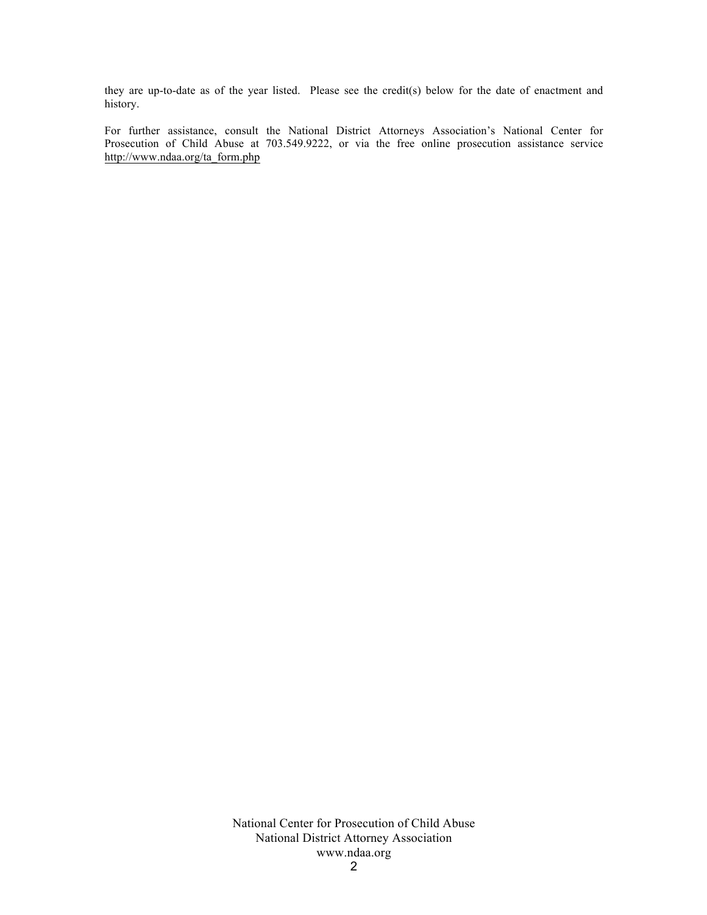they are up-to-date as of the year listed. Please see the credit(s) below for the date of enactment and history.

For further assistance, consult the National District Attorneys Association's National Center for Prosecution of Child Abuse at 703.549.9222, or via the free online prosecution assistance service http://www.ndaa.org/ta_form.php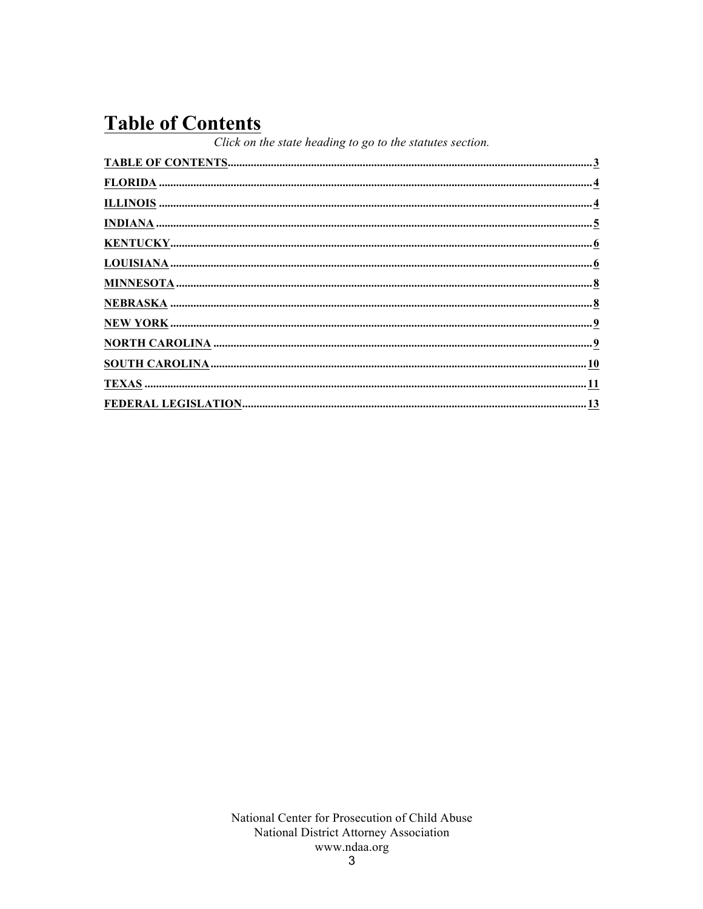# Table of Contents

*Click on the state heading to go to the statutes section.*

**TABLE OF CONTENTS** ........ 3
**FLORIDA** ........ 4
**ILLINOIS** ........ 4
**INDIANA** ........ 5
**KENTUCKY** ........ 6
**LOUISIANA** ........ 6
**MINNESOTA** ........ 8
**NEBRASKA** ........ 8
**NEW YORK** ........ 9
**NORTH CAROLINA** ........ 9
**SOUTH CAROLINA** ........ 10
**TEXAS** ........ 11
**FEDERAL LEGISLATION** ........ 13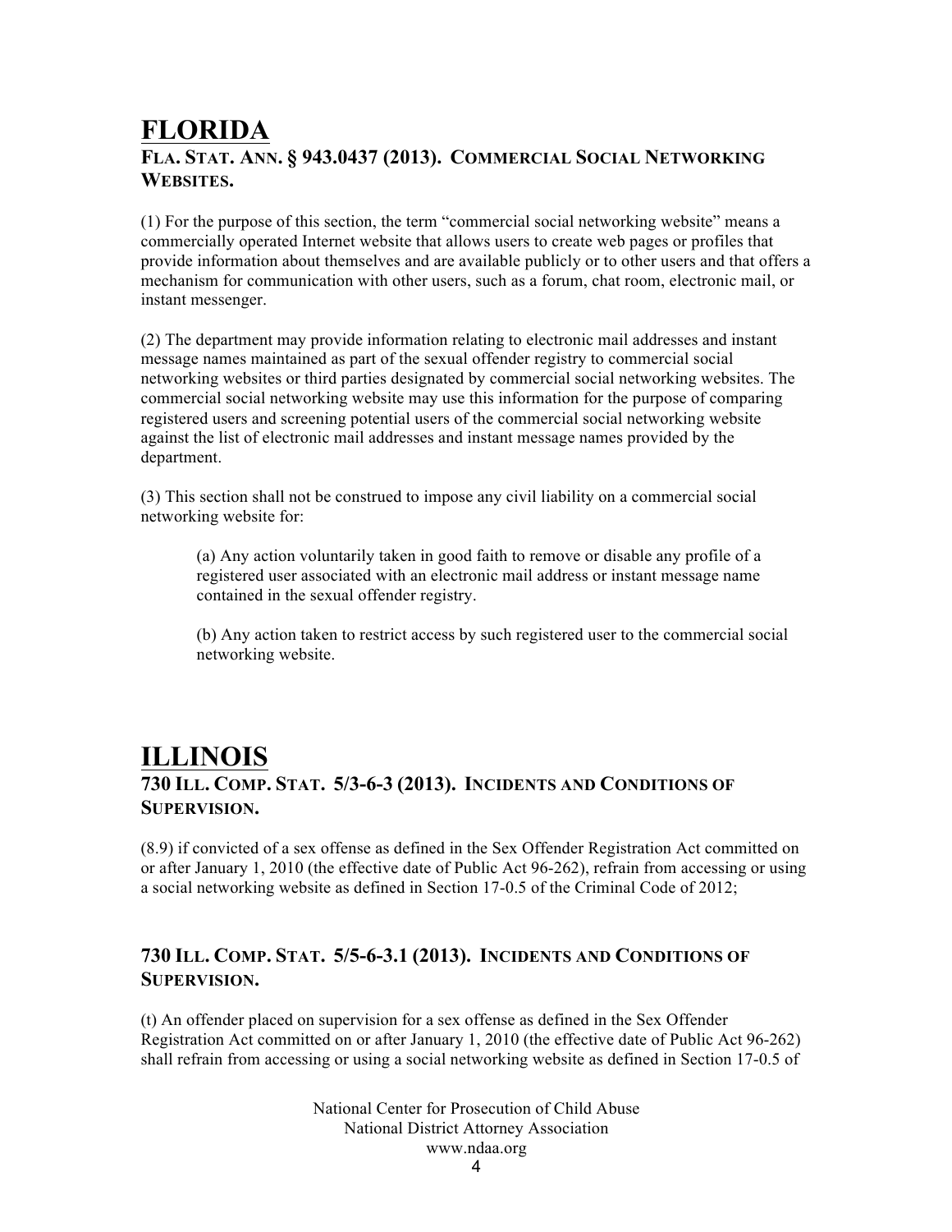# FLORIDA

## FLA. STAT. ANN. § 943.0437 (2013). COMMERCIAL SOCIAL NETWORKING WEBSITES.

(1) For the purpose of this section, the term "commercial social networking website" means a commercially operated Internet website that allows users to create web pages or profiles that provide information about themselves and are available publicly or to other users and that offers a mechanism for communication with other users, such as a forum, chat room, electronic mail, or instant messenger.

(2) The department may provide information relating to electronic mail addresses and instant message names maintained as part of the sexual offender registry to commercial social networking websites or third parties designated by commercial social networking websites. The commercial social networking website may use this information for the purpose of comparing registered users and screening potential users of the commercial social networking website against the list of electronic mail addresses and instant message names provided by the department.

(3) This section shall not be construed to impose any civil liability on a commercial social networking website for:

> (a) Any action voluntarily taken in good faith to remove or disable any profile of a registered user associated with an electronic mail address or instant message name contained in the sexual offender registry.
>
> (b) Any action taken to restrict access by such registered user to the commercial social networking website.

# ILLINOIS

## 730 ILL. COMP. STAT. 5/3-6-3 (2013). INCIDENTS AND CONDITIONS OF SUPERVISION.

(8.9) if convicted of a sex offense as defined in the Sex Offender Registration Act committed on or after January 1, 2010 (the effective date of Public Act 96-262), refrain from accessing or using a social networking website as defined in Section 17-0.5 of the Criminal Code of 2012;

## 730 ILL. COMP. STAT. 5/5-6-3.1 (2013). INCIDENTS AND CONDITIONS OF SUPERVISION.

(t) An offender placed on supervision for a sex offense as defined in the Sex Offender Registration Act committed on or after January 1, 2010 (the effective date of Public Act 96-262) shall refrain from accessing or using a social networking website as defined in Section 17-0.5 of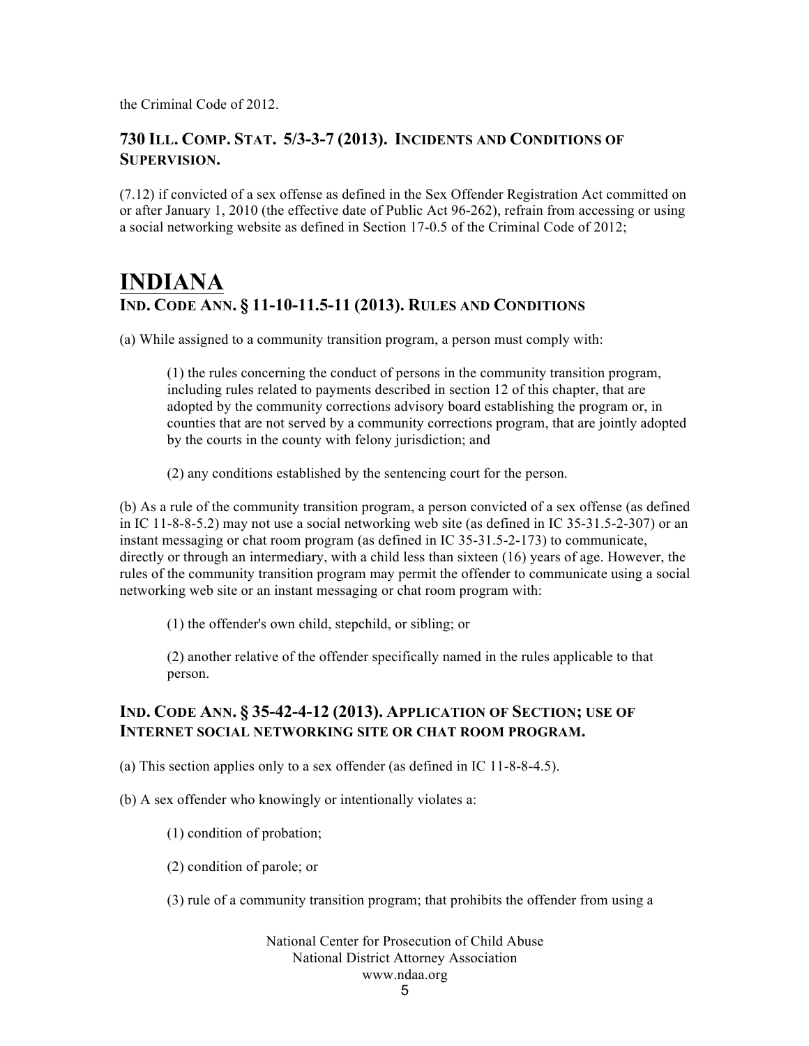the Criminal Code of 2012.

### 730 ILL. COMP. STAT. 5/3-3-7 (2013). INCIDENTS AND CONDITIONS OF SUPERVISION.

(7.12) if convicted of a sex offense as defined in the Sex Offender Registration Act committed on or after January 1, 2010 (the effective date of Public Act 96-262), refrain from accessing or using a social networking website as defined in Section 17-0.5 of the Criminal Code of 2012;

## INDIANA

### IND. CODE ANN. § 11-10-11.5-11 (2013). RULES AND CONDITIONS

(a) While assigned to a community transition program, a person must comply with:

> (1) the rules concerning the conduct of persons in the community transition program, including rules related to payments described in section 12 of this chapter, that are adopted by the community corrections advisory board establishing the program or, in counties that are not served by a community corrections program, that are jointly adopted by the courts in the county with felony jurisdiction; and
>
> (2) any conditions established by the sentencing court for the person.

(b) As a rule of the community transition program, a person convicted of a sex offense (as defined in IC 11-8-8-5.2) may not use a social networking web site (as defined in IC 35-31.5-2-307) or an instant messaging or chat room program (as defined in IC 35-31.5-2-173) to communicate, directly or through an intermediary, with a child less than sixteen (16) years of age. However, the rules of the community transition program may permit the offender to communicate using a social networking web site or an instant messaging or chat room program with:

> (1) the offender's own child, stepchild, or sibling; or
>
> (2) another relative of the offender specifically named in the rules applicable to that person.

### IND. CODE ANN. § 35-42-4-12 (2013). APPLICATION OF SECTION; USE OF INTERNET SOCIAL NETWORKING SITE OR CHAT ROOM PROGRAM.

(a) This section applies only to a sex offender (as defined in IC 11-8-8-4.5).

(b) A sex offender who knowingly or intentionally violates a:

> (1) condition of probation;
>
> (2) condition of parole; or
>
> (3) rule of a community transition program; that prohibits the offender from using a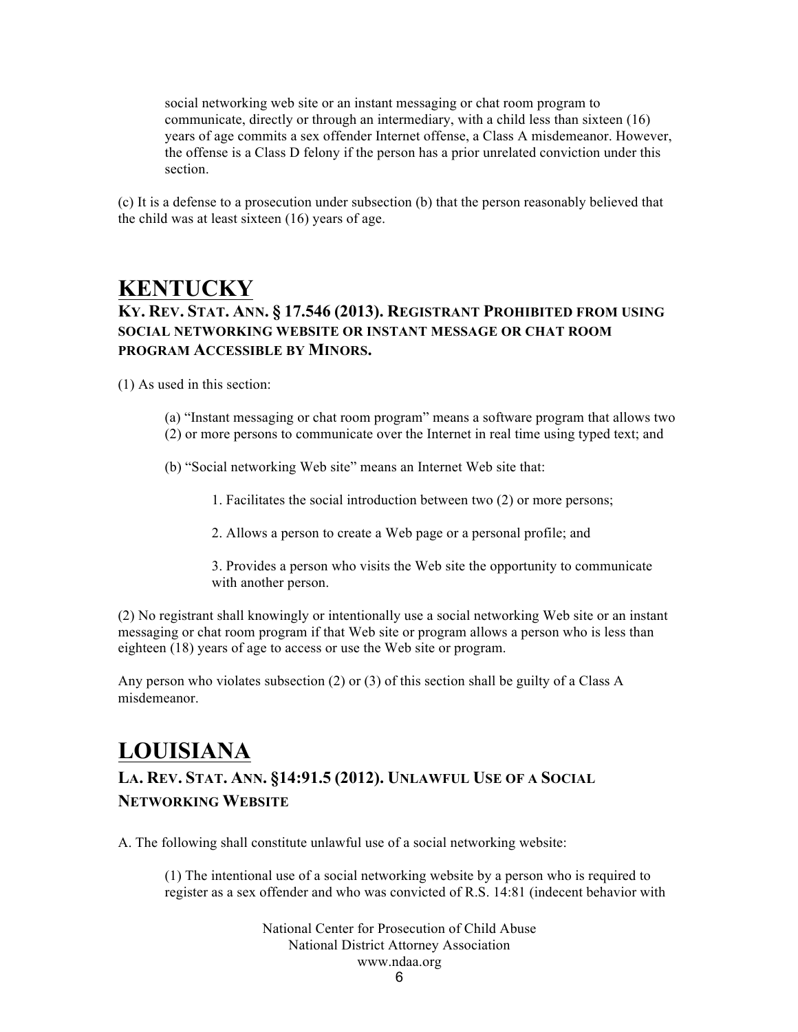social networking web site or an instant messaging or chat room program to communicate, directly or through an intermediary, with a child less than sixteen (16) years of age commits a sex offender Internet offense, a Class A misdemeanor. However, the offense is a Class D felony if the person has a prior unrelated conviction under this section.

(c) It is a defense to a prosecution under subsection (b) that the person reasonably believed that the child was at least sixteen (16) years of age.

# KENTUCKY

### KY. REV. STAT. ANN. § 17.546 (2013). REGISTRANT PROHIBITED FROM USING SOCIAL NETWORKING WEBSITE OR INSTANT MESSAGE OR CHAT ROOM PROGRAM ACCESSIBLE BY MINORS.

(1) As used in this section:

(a) "Instant messaging or chat room program" means a software program that allows two (2) or more persons to communicate over the Internet in real time using typed text; and

(b) "Social networking Web site" means an Internet Web site that:

1. Facilitates the social introduction between two (2) or more persons;

2. Allows a person to create a Web page or a personal profile; and

3. Provides a person who visits the Web site the opportunity to communicate with another person.

(2) No registrant shall knowingly or intentionally use a social networking Web site or an instant messaging or chat room program if that Web site or program allows a person who is less than eighteen (18) years of age to access or use the Web site or program.

Any person who violates subsection (2) or (3) of this section shall be guilty of a Class A misdemeanor.

# LOUISIANA

### LA. REV. STAT. ANN. §14:91.5 (2012). UNLAWFUL USE OF A SOCIAL NETWORKING WEBSITE

A. The following shall constitute unlawful use of a social networking website:

(1) The intentional use of a social networking website by a person who is required to register as a sex offender and who was convicted of R.S. 14:81 (indecent behavior with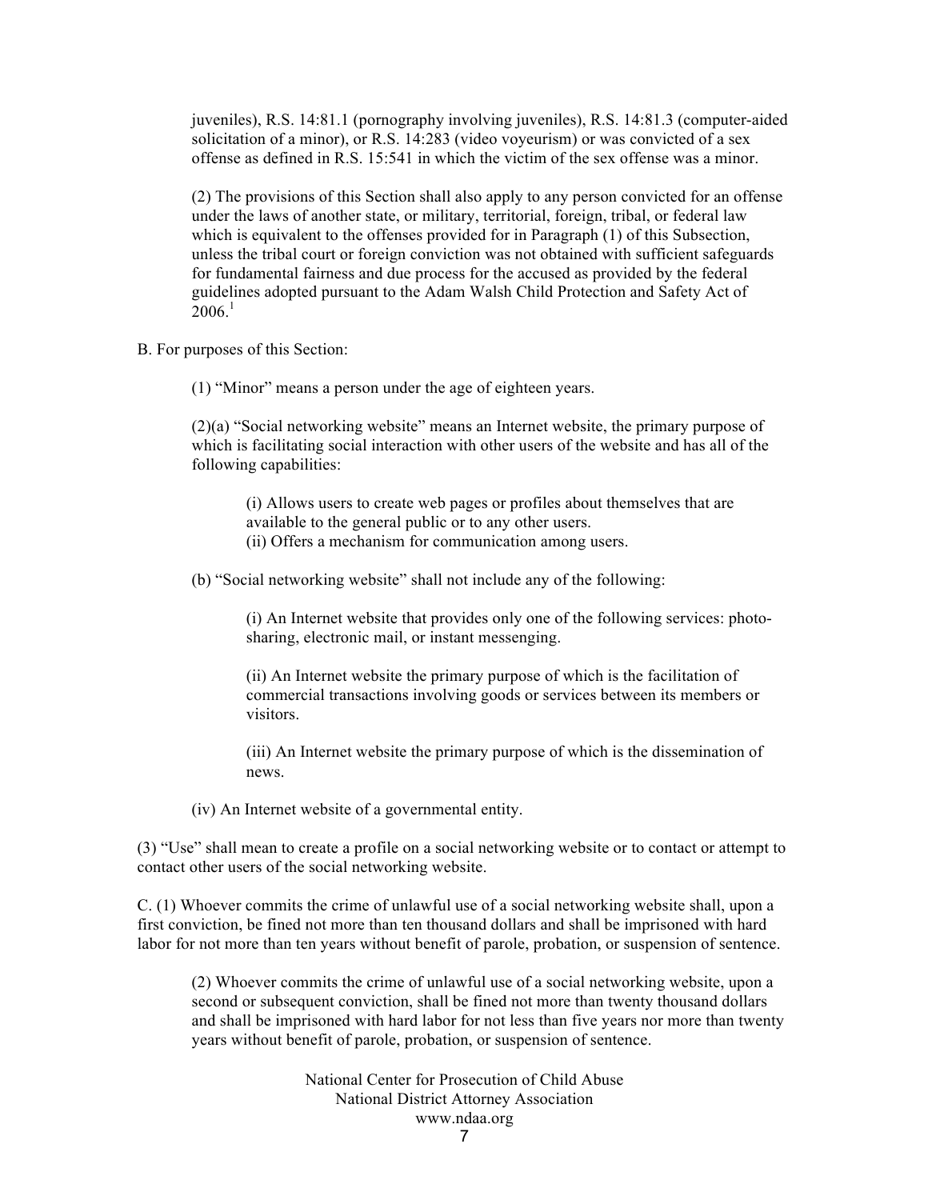juveniles), R.S. 14:81.1 (pornography involving juveniles), R.S. 14:81.3 (computer-aided solicitation of a minor), or R.S. 14:283 (video voyeurism) or was convicted of a sex offense as defined in R.S. 15:541 in which the victim of the sex offense was a minor.

(2) The provisions of this Section shall also apply to any person convicted for an offense under the laws of another state, or military, territorial, foreign, tribal, or federal law which is equivalent to the offenses provided for in Paragraph (1) of this Subsection, unless the tribal court or foreign conviction was not obtained with sufficient safeguards for fundamental fairness and due process for the accused as provided by the federal guidelines adopted pursuant to the Adam Walsh Child Protection and Safety Act of 2006.[1]

B. For purposes of this Section:

(1) "Minor" means a person under the age of eighteen years.

(2)(a) "Social networking website" means an Internet website, the primary purpose of which is facilitating social interaction with other users of the website and has all of the following capabilities:

(i) Allows users to create web pages or profiles about themselves that are available to the general public or to any other users.
(ii) Offers a mechanism for communication among users.

(b) "Social networking website" shall not include any of the following:

(i) An Internet website that provides only one of the following services: photo-sharing, electronic mail, or instant messenging.

(ii) An Internet website the primary purpose of which is the facilitation of commercial transactions involving goods or services between its members or visitors.

(iii) An Internet website the primary purpose of which is the dissemination of news.

(iv) An Internet website of a governmental entity.

(3) "Use" shall mean to create a profile on a social networking website or to contact or attempt to contact other users of the social networking website.

C. (1) Whoever commits the crime of unlawful use of a social networking website shall, upon a first conviction, be fined not more than ten thousand dollars and shall be imprisoned with hard labor for not more than ten years without benefit of parole, probation, or suspension of sentence.

(2) Whoever commits the crime of unlawful use of a social networking website, upon a second or subsequent conviction, shall be fined not more than twenty thousand dollars and shall be imprisoned with hard labor for not less than five years nor more than twenty years without benefit of parole, probation, or suspension of sentence.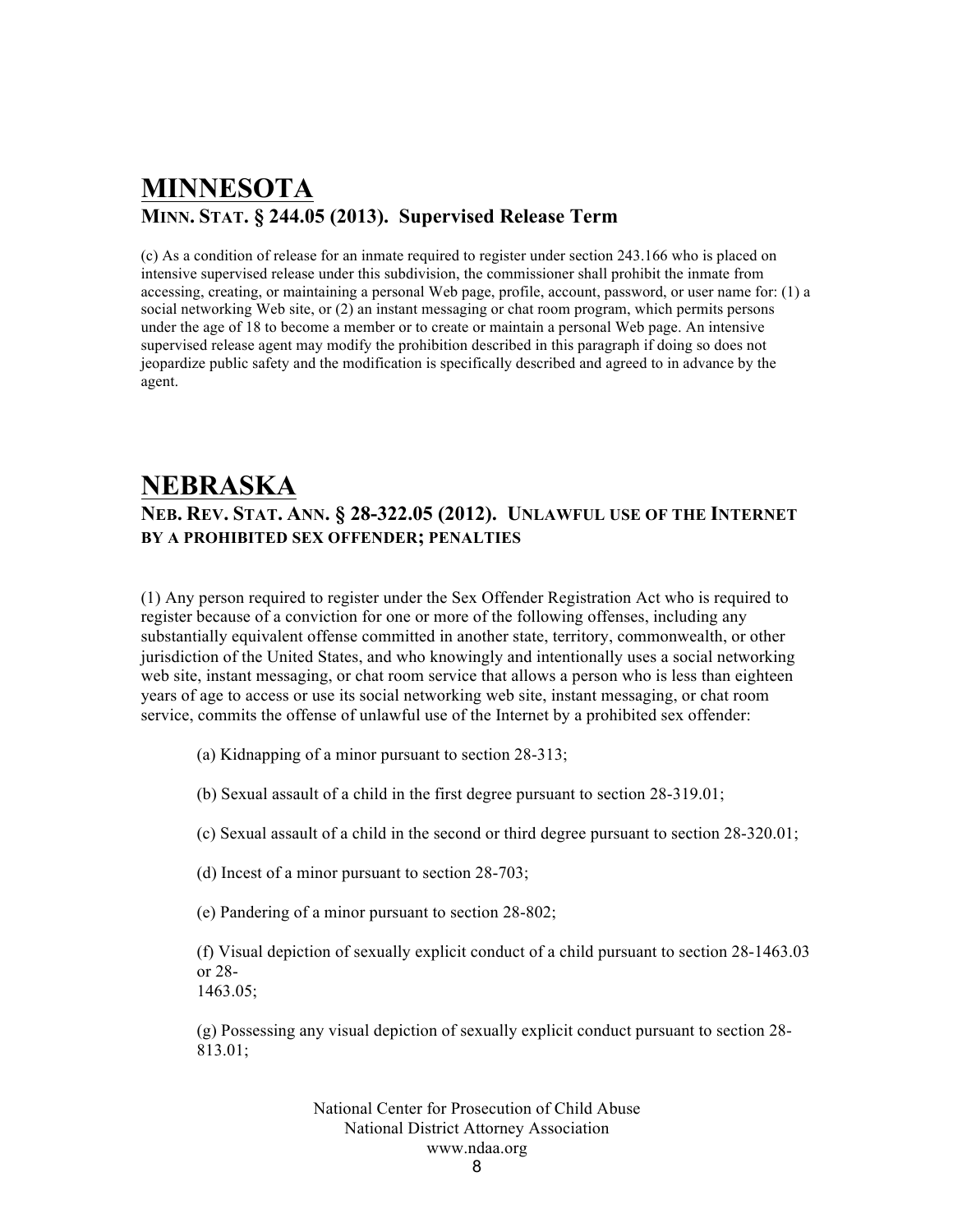## MINNESOTA

### MINN. STAT. § 244.05 (2013). Supervised Release Term

(c) As a condition of release for an inmate required to register under section 243.166 who is placed on intensive supervised release under this subdivision, the commissioner shall prohibit the inmate from accessing, creating, or maintaining a personal Web page, profile, account, password, or user name for: (1) a social networking Web site, or (2) an instant messaging or chat room program, which permits persons under the age of 18 to become a member or to create or maintain a personal Web page. An intensive supervised release agent may modify the prohibition described in this paragraph if doing so does not jeopardize public safety and the modification is specifically described and agreed to in advance by the agent.

## NEBRASKA

### NEB. REV. STAT. ANN. § 28-322.05 (2012). UNLAWFUL USE OF THE INTERNET BY A PROHIBITED SEX OFFENDER; PENALTIES

(1) Any person required to register under the Sex Offender Registration Act who is required to register because of a conviction for one or more of the following offenses, including any substantially equivalent offense committed in another state, territory, commonwealth, or other jurisdiction of the United States, and who knowingly and intentionally uses a social networking web site, instant messaging, or chat room service that allows a person who is less than eighteen years of age to access or use its social networking web site, instant messaging, or chat room service, commits the offense of unlawful use of the Internet by a prohibited sex offender:

(a) Kidnapping of a minor pursuant to section 28-313;

(b) Sexual assault of a child in the first degree pursuant to section 28-319.01;

(c) Sexual assault of a child in the second or third degree pursuant to section 28-320.01;

(d) Incest of a minor pursuant to section 28-703;

(e) Pandering of a minor pursuant to section 28-802;

(f) Visual depiction of sexually explicit conduct of a child pursuant to section 28-1463.03 or 28-1463.05;

(g) Possessing any visual depiction of sexually explicit conduct pursuant to section 28-813.01;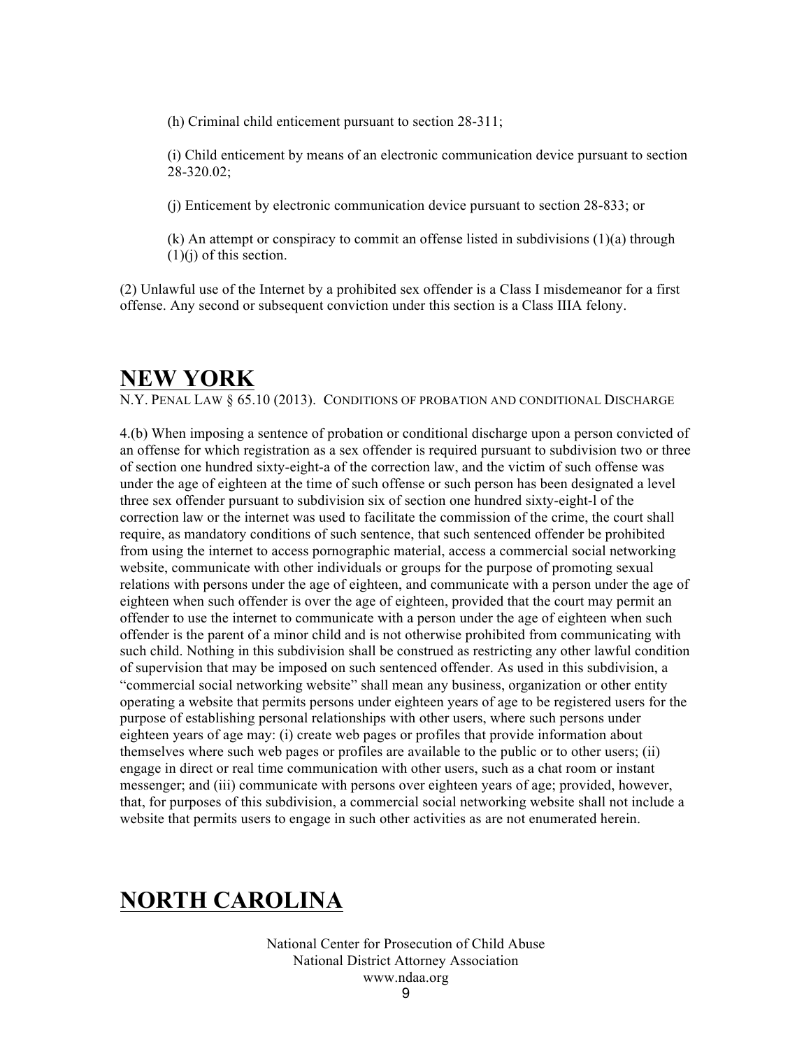(h) Criminal child enticement pursuant to section 28-311;

(i) Child enticement by means of an electronic communication device pursuant to section 28-320.02;

(j) Enticement by electronic communication device pursuant to section 28-833; or

(k) An attempt or conspiracy to commit an offense listed in subdivisions (1)(a) through (1)(j) of this section.

(2) Unlawful use of the Internet by a prohibited sex offender is a Class I misdemeanor for a first offense. Any second or subsequent conviction under this section is a Class IIIA felony.

# NEW YORK

N.Y. PENAL LAW § 65.10 (2013). CONDITIONS OF PROBATION AND CONDITIONAL DISCHARGE

4.(b) When imposing a sentence of probation or conditional discharge upon a person convicted of an offense for which registration as a sex offender is required pursuant to subdivision two or three of section one hundred sixty-eight-a of the correction law, and the victim of such offense was under the age of eighteen at the time of such offense or such person has been designated a level three sex offender pursuant to subdivision six of section one hundred sixty-eight-l of the correction law or the internet was used to facilitate the commission of the crime, the court shall require, as mandatory conditions of such sentence, that such sentenced offender be prohibited from using the internet to access pornographic material, access a commercial social networking website, communicate with other individuals or groups for the purpose of promoting sexual relations with persons under the age of eighteen, and communicate with a person under the age of eighteen when such offender is over the age of eighteen, provided that the court may permit an offender to use the internet to communicate with a person under the age of eighteen when such offender is the parent of a minor child and is not otherwise prohibited from communicating with such child. Nothing in this subdivision shall be construed as restricting any other lawful condition of supervision that may be imposed on such sentenced offender. As used in this subdivision, a "commercial social networking website" shall mean any business, organization or other entity operating a website that permits persons under eighteen years of age to be registered users for the purpose of establishing personal relationships with other users, where such persons under eighteen years of age may: (i) create web pages or profiles that provide information about themselves where such web pages or profiles are available to the public or to other users; (ii) engage in direct or real time communication with other users, such as a chat room or instant messenger; and (iii) communicate with persons over eighteen years of age; provided, however, that, for purposes of this subdivision, a commercial social networking website shall not include a website that permits users to engage in such other activities as are not enumerated herein.

# NORTH CAROLINA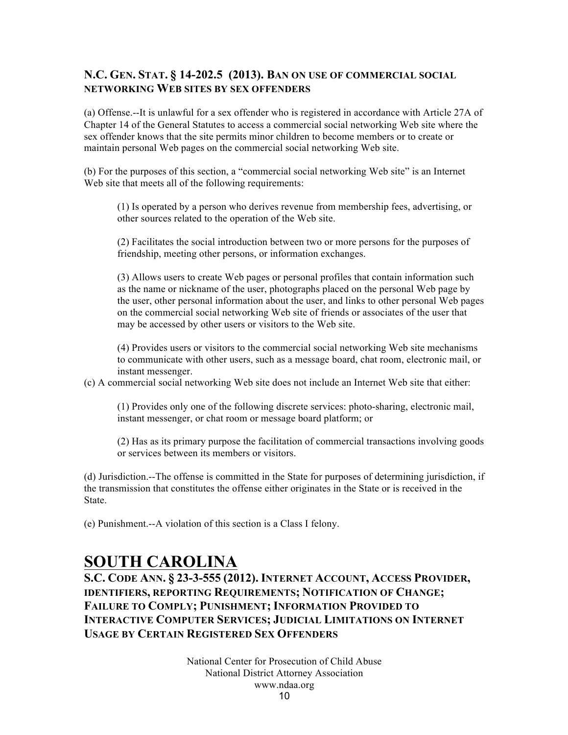### N.C. GEN. STAT. § 14-202.5 (2013). BAN ON USE OF COMMERCIAL SOCIAL NETWORKING WEB SITES BY SEX OFFENDERS

(a) Offense.--It is unlawful for a sex offender who is registered in accordance with Article 27A of Chapter 14 of the General Statutes to access a commercial social networking Web site where the sex offender knows that the site permits minor children to become members or to create or maintain personal Web pages on the commercial social networking Web site.

(b) For the purposes of this section, a "commercial social networking Web site" is an Internet Web site that meets all of the following requirements:

> (1) Is operated by a person who derives revenue from membership fees, advertising, or other sources related to the operation of the Web site.
>
> (2) Facilitates the social introduction between two or more persons for the purposes of friendship, meeting other persons, or information exchanges.
>
> (3) Allows users to create Web pages or personal profiles that contain information such as the name or nickname of the user, photographs placed on the personal Web page by the user, other personal information about the user, and links to other personal Web pages on the commercial social networking Web site of friends or associates of the user that may be accessed by other users or visitors to the Web site.
>
> (4) Provides users or visitors to the commercial social networking Web site mechanisms to communicate with other users, such as a message board, chat room, electronic mail, or instant messenger.

(c) A commercial social networking Web site does not include an Internet Web site that either:

> (1) Provides only one of the following discrete services: photo-sharing, electronic mail, instant messenger, or chat room or message board platform; or
>
> (2) Has as its primary purpose the facilitation of commercial transactions involving goods or services between its members or visitors.

(d) Jurisdiction.--The offense is committed in the State for purposes of determining jurisdiction, if the transmission that constitutes the offense either originates in the State or is received in the State.

(e) Punishment.--A violation of this section is a Class I felony.

# SOUTH CAROLINA

### S.C. CODE ANN. § 23-3-555 (2012). INTERNET ACCOUNT, ACCESS PROVIDER, IDENTIFIERS, REPORTING REQUIREMENTS; NOTIFICATION OF CHANGE; FAILURE TO COMPLY; PUNISHMENT; INFORMATION PROVIDED TO INTERACTIVE COMPUTER SERVICES; JUDICIAL LIMITATIONS ON INTERNET USAGE BY CERTAIN REGISTERED SEX OFFENDERS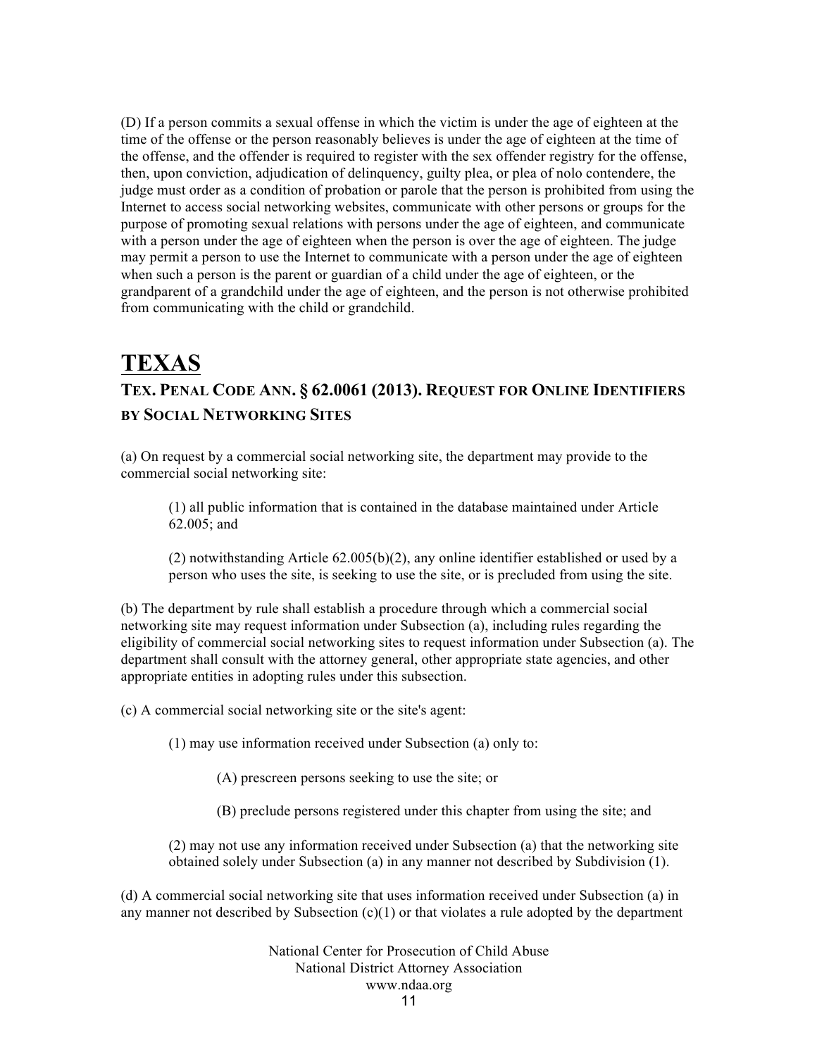(D) If a person commits a sexual offense in which the victim is under the age of eighteen at the time of the offense or the person reasonably believes is under the age of eighteen at the time of the offense, and the offender is required to register with the sex offender registry for the offense, then, upon conviction, adjudication of delinquency, guilty plea, or plea of nolo contendere, the judge must order as a condition of probation or parole that the person is prohibited from using the Internet to access social networking websites, communicate with other persons or groups for the purpose of promoting sexual relations with persons under the age of eighteen, and communicate with a person under the age of eighteen when the person is over the age of eighteen. The judge may permit a person to use the Internet to communicate with a person under the age of eighteen when such a person is the parent or guardian of a child under the age of eighteen, or the grandparent of a grandchild under the age of eighteen, and the person is not otherwise prohibited from communicating with the child or grandchild.

# TEXAS

## TEX. PENAL CODE ANN. § 62.0061 (2013). REQUEST FOR ONLINE IDENTIFIERS BY SOCIAL NETWORKING SITES

(a) On request by a commercial social networking site, the department may provide to the commercial social networking site:

(1) all public information that is contained in the database maintained under Article 62.005; and

(2) notwithstanding Article 62.005(b)(2), any online identifier established or used by a person who uses the site, is seeking to use the site, or is precluded from using the site.

(b) The department by rule shall establish a procedure through which a commercial social networking site may request information under Subsection (a), including rules regarding the eligibility of commercial social networking sites to request information under Subsection (a). The department shall consult with the attorney general, other appropriate state agencies, and other appropriate entities in adopting rules under this subsection.

(c) A commercial social networking site or the site's agent:

(1) may use information received under Subsection (a) only to:

(A) prescreen persons seeking to use the site; or

(B) preclude persons registered under this chapter from using the site; and

(2) may not use any information received under Subsection (a) that the networking site obtained solely under Subsection (a) in any manner not described by Subdivision (1).

(d) A commercial social networking site that uses information received under Subsection (a) in any manner not described by Subsection (c)(1) or that violates a rule adopted by the department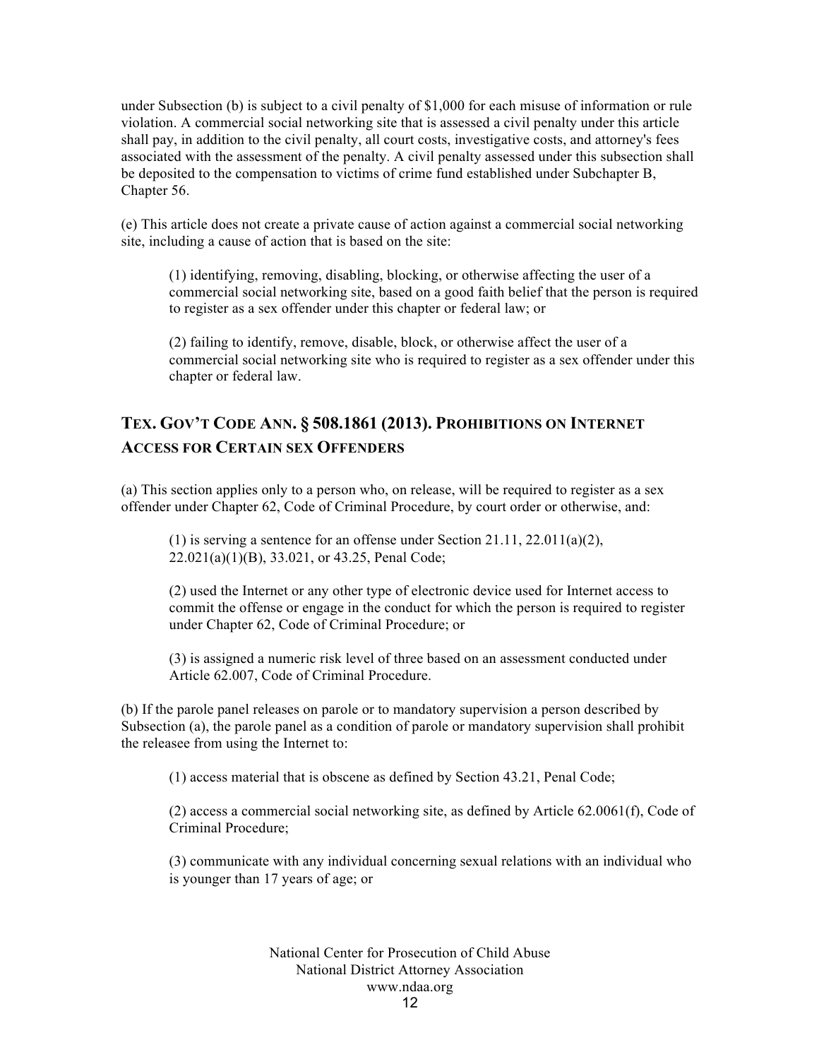under Subsection (b) is subject to a civil penalty of $1,000 for each misuse of information or rule violation. A commercial social networking site that is assessed a civil penalty under this article shall pay, in addition to the civil penalty, all court costs, investigative costs, and attorney's fees associated with the assessment of the penalty. A civil penalty assessed under this subsection shall be deposited to the compensation to victims of crime fund established under Subchapter B, Chapter 56.

(e) This article does not create a private cause of action against a commercial social networking site, including a cause of action that is based on the site:

> (1) identifying, removing, disabling, blocking, or otherwise affecting the user of a commercial social networking site, based on a good faith belief that the person is required to register as a sex offender under this chapter or federal law; or
>
> (2) failing to identify, remove, disable, block, or otherwise affect the user of a commercial social networking site who is required to register as a sex offender under this chapter or federal law.

## TEX. GOV'T CODE ANN. § 508.1861 (2013). PROHIBITIONS ON INTERNET ACCESS FOR CERTAIN SEX OFFENDERS

(a) This section applies only to a person who, on release, will be required to register as a sex offender under Chapter 62, Code of Criminal Procedure, by court order or otherwise, and:

> (1) is serving a sentence for an offense under Section 21.11, 22.011(a)(2), 22.021(a)(1)(B), 33.021, or 43.25, Penal Code;
>
> (2) used the Internet or any other type of electronic device used for Internet access to commit the offense or engage in the conduct for which the person is required to register under Chapter 62, Code of Criminal Procedure; or
>
> (3) is assigned a numeric risk level of three based on an assessment conducted under Article 62.007, Code of Criminal Procedure.

(b) If the parole panel releases on parole or to mandatory supervision a person described by Subsection (a), the parole panel as a condition of parole or mandatory supervision shall prohibit the releasee from using the Internet to:

> (1) access material that is obscene as defined by Section 43.21, Penal Code;
>
> (2) access a commercial social networking site, as defined by Article 62.0061(f), Code of Criminal Procedure;
>
> (3) communicate with any individual concerning sexual relations with an individual who is younger than 17 years of age; or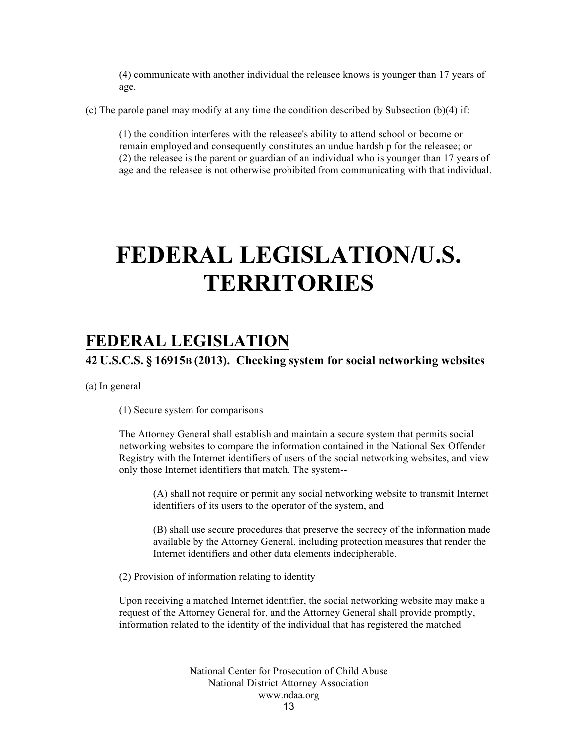(4) communicate with another individual the releasee knows is younger than 17 years of age.

(c) The parole panel may modify at any time the condition described by Subsection (b)(4) if:

(1) the condition interferes with the releasee's ability to attend school or become or remain employed and consequently constitutes an undue hardship for the releasee; or
(2) the releasee is the parent or guardian of an individual who is younger than 17 years of age and the releasee is not otherwise prohibited from communicating with that individual.

# FEDERAL LEGISLATION/U.S. TERRITORIES

## FEDERAL LEGISLATION

### 42 U.S.C.S. § 16915B (2013). Checking system for social networking websites

(a) In general

(1) Secure system for comparisons

The Attorney General shall establish and maintain a secure system that permits social networking websites to compare the information contained in the National Sex Offender Registry with the Internet identifiers of users of the social networking websites, and view only those Internet identifiers that match. The system--

(A) shall not require or permit any social networking website to transmit Internet identifiers of its users to the operator of the system, and

(B) shall use secure procedures that preserve the secrecy of the information made available by the Attorney General, including protection measures that render the Internet identifiers and other data elements indecipherable.

(2) Provision of information relating to identity

Upon receiving a matched Internet identifier, the social networking website may make a request of the Attorney General for, and the Attorney General shall provide promptly, information related to the identity of the individual that has registered the matched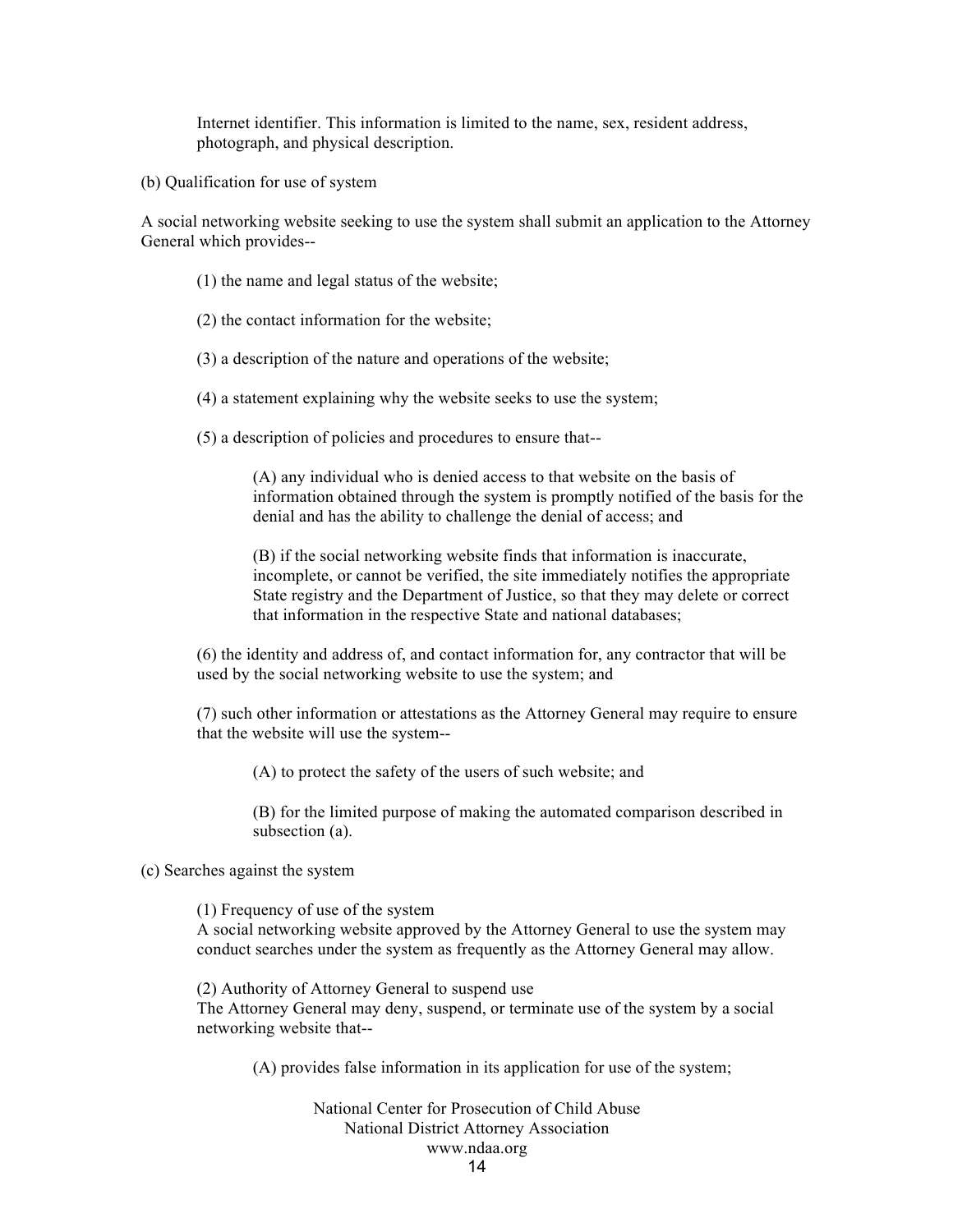Internet identifier. This information is limited to the name, sex, resident address, photograph, and physical description.

(b) Qualification for use of system

A social networking website seeking to use the system shall submit an application to the Attorney General which provides--

(1) the name and legal status of the website;

(2) the contact information for the website;

(3) a description of the nature and operations of the website;

(4) a statement explaining why the website seeks to use the system;

(5) a description of policies and procedures to ensure that--

(A) any individual who is denied access to that website on the basis of information obtained through the system is promptly notified of the basis for the denial and has the ability to challenge the denial of access; and

(B) if the social networking website finds that information is inaccurate, incomplete, or cannot be verified, the site immediately notifies the appropriate State registry and the Department of Justice, so that they may delete or correct that information in the respective State and national databases;

(6) the identity and address of, and contact information for, any contractor that will be used by the social networking website to use the system; and

(7) such other information or attestations as the Attorney General may require to ensure that the website will use the system--

(A) to protect the safety of the users of such website; and

(B) for the limited purpose of making the automated comparison described in subsection (a).

(c) Searches against the system

(1) Frequency of use of the system
A social networking website approved by the Attorney General to use the system may conduct searches under the system as frequently as the Attorney General may allow.

(2) Authority of Attorney General to suspend use
The Attorney General may deny, suspend, or terminate use of the system by a social networking website that--

(A) provides false information in its application for use of the system;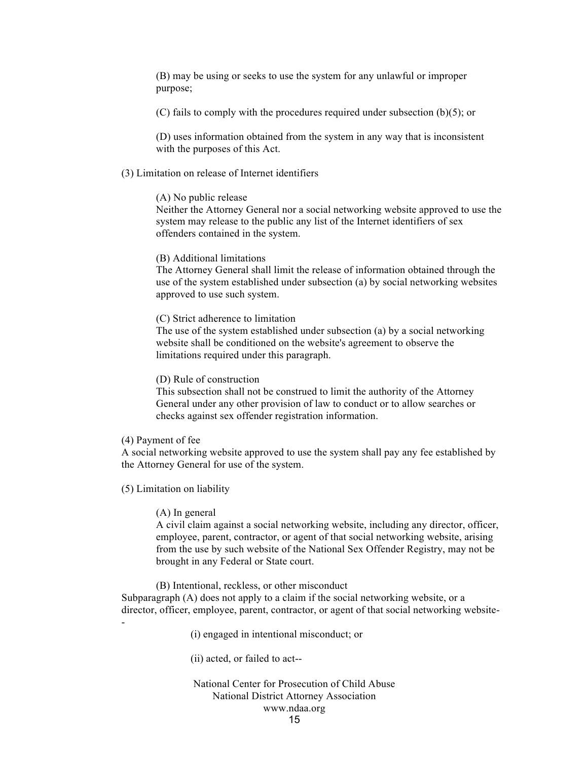(B) may be using or seeks to use the system for any unlawful or improper purpose;

(C) fails to comply with the procedures required under subsection (b)(5); or

(D) uses information obtained from the system in any way that is inconsistent with the purposes of this Act.

(3) Limitation on release of Internet identifiers

(A) No public release
Neither the Attorney General nor a social networking website approved to use the system may release to the public any list of the Internet identifiers of sex offenders contained in the system.

(B) Additional limitations
The Attorney General shall limit the release of information obtained through the use of the system established under subsection (a) by social networking websites approved to use such system.

(C) Strict adherence to limitation
The use of the system established under subsection (a) by a social networking website shall be conditioned on the website's agreement to observe the limitations required under this paragraph.

(D) Rule of construction
This subsection shall not be construed to limit the authority of the Attorney General under any other provision of law to conduct or to allow searches or checks against sex offender registration information.

(4) Payment of fee
A social networking website approved to use the system shall pay any fee established by the Attorney General for use of the system.

(5) Limitation on liability

(A) In general
A civil claim against a social networking website, including any director, officer, employee, parent, contractor, or agent of that social networking website, arising from the use by such website of the National Sex Offender Registry, may not be brought in any Federal or State court.

(B) Intentional, reckless, or other misconduct
Subparagraph (A) does not apply to a claim if the social networking website, or a director, officer, employee, parent, contractor, or agent of that social networking website--

(i) engaged in intentional misconduct; or

(ii) acted, or failed to act--

National Center for Prosecution of Child Abuse
National District Attorney Association
www.ndaa.org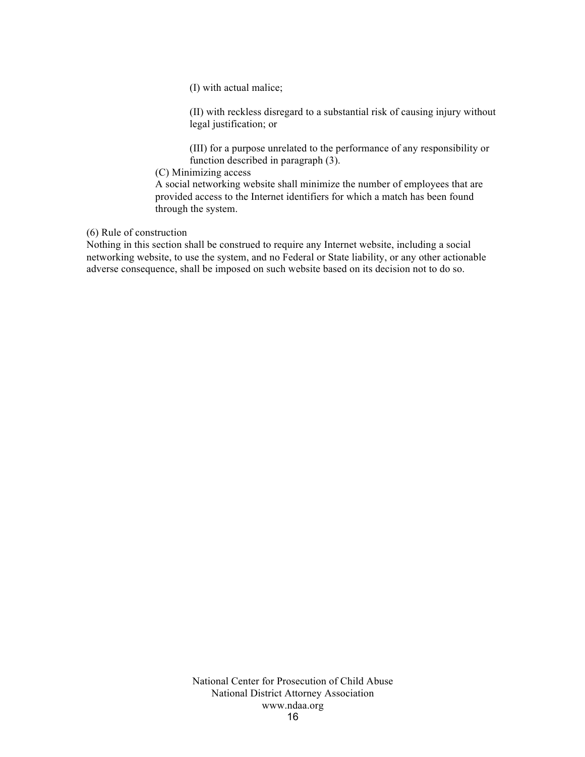(I) with actual malice;

(II) with reckless disregard to a substantial risk of causing injury without legal justification; or

(III) for a purpose unrelated to the performance of any responsibility or function described in paragraph (3).

(C) Minimizing access

A social networking website shall minimize the number of employees that are provided access to the Internet identifiers for which a match has been found through the system.

(6) Rule of construction

Nothing in this section shall be construed to require any Internet website, including a social networking website, to use the system, and no Federal or State liability, or any other actionable adverse consequence, shall be imposed on such website based on its decision not to do so.